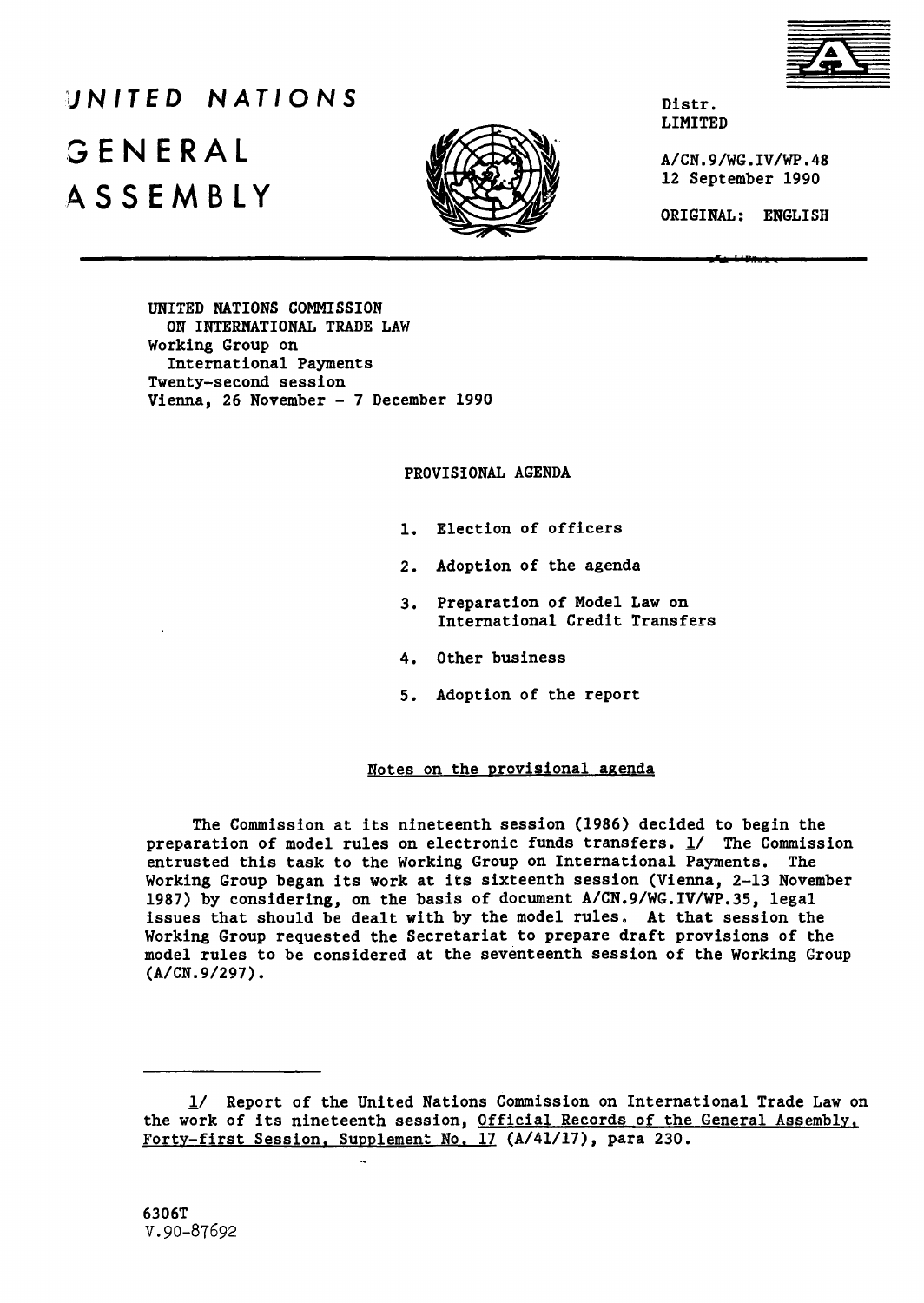# UNITED NATIONS

# GENERAL ASSEMBLY

Distr.
LIMITED

A/CN.9/WG.IV/WP.48
12 September 1990

ORIGINAL: ENGLISH

UNITED NATIONS COMMISSION
ON INTERNATIONAL TRADE LAW
Working Group on
International Payments
Twenty-second session
Vienna, 26 November - 7 December 1990

## PROVISIONAL AGENDA

1. Election of officers
2. Adoption of the agenda
3. Preparation of Model Law on International Credit Transfers
4. Other business
5. Adoption of the report

### Notes on the provisional agenda

The Commission at its nineteenth session (1986) decided to begin the preparation of model rules on electronic funds transfers. 1/ The Commission entrusted this task to the Working Group on International Payments. The Working Group began its work at its sixteenth session (Vienna, 2-13 November 1987) by considering, on the basis of document A/CN.9/WG.IV/WP.35, legal issues that should be dealt with by the model rules. At that session the Working Group requested the Secretariat to prepare draft provisions of the model rules to be considered at the seventeenth session of the Working Group (A/CN.9/297).

---

1/ Report of the United Nations Commission on International Trade Law on the work of its nineteenth session, Official Records of the General Assembly, Forty-first Session, Supplement No. 17 (A/41/17), para 230.

6306T
V.90-87692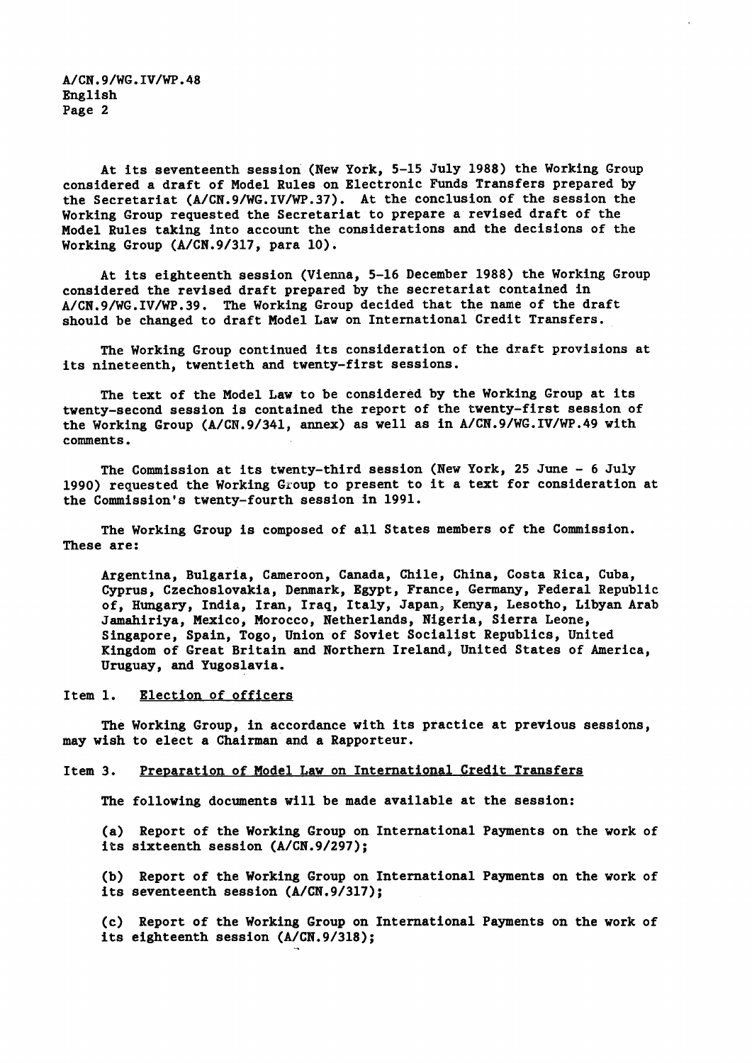At its seventeenth session (New York, 5-15 July 1988) the Working Group considered a draft of Model Rules on Electronic Funds Transfers prepared by the Secretariat (A/CN.9/WG.IV/WP.37). At the conclusion of the session the Working Group requested the Secretariat to prepare a revised draft of the Model Rules taking into account the considerations and the decisions of the Working Group (A/CN.9/317, para 10).

At its eighteenth session (Vienna, 5-16 December 1988) the Working Group considered the revised draft prepared by the secretariat contained in A/CN.9/WG.IV/WP.39. The Working Group decided that the name of the draft should be changed to draft Model Law on International Credit Transfers.

The Working Group continued its consideration of the draft provisions at its nineteenth, twentieth and twenty-first sessions.

The text of the Model Law to be considered by the Working Group at its twenty-second session is contained the report of the twenty-first session of the Working Group (A/CN.9/341, annex) as well as in A/CN.9/WG.IV/WP.49 with comments.

The Commission at its twenty-third session (New York, 25 June - 6 July 1990) requested the Working Group to present to it a text for consideration at the Commission's twenty-fourth session in 1991.

The Working Group is composed of all States members of the Commission. These are:

Argentina, Bulgaria, Cameroon, Canada, Chile, China, Costa Rica, Cuba, Cyprus, Czechoslovakia, Denmark, Egypt, France, Germany, Federal Republic of, Hungary, India, Iran, Iraq, Italy, Japan, Kenya, Lesotho, Libyan Arab Jamahiriya, Mexico, Morocco, Netherlands, Nigeria, Sierra Leone, Singapore, Spain, Togo, Union of Soviet Socialist Republics, United Kingdom of Great Britain and Northern Ireland, United States of America, Uruguay, and Yugoslavia.

## Item 1. Election of officers

The Working Group, in accordance with its practice at previous sessions, may wish to elect a Chairman and a Rapporteur.

## Item 3. Preparation of Model Law on International Credit Transfers

The following documents will be made available at the session:

(a) Report of the Working Group on International Payments on the work of its sixteenth session (A/CN.9/297);

(b) Report of the Working Group on International Payments on the work of its seventeenth session (A/CN.9/317);

(c) Report of the Working Group on International Payments on the work of its eighteenth session (A/CN.9/318);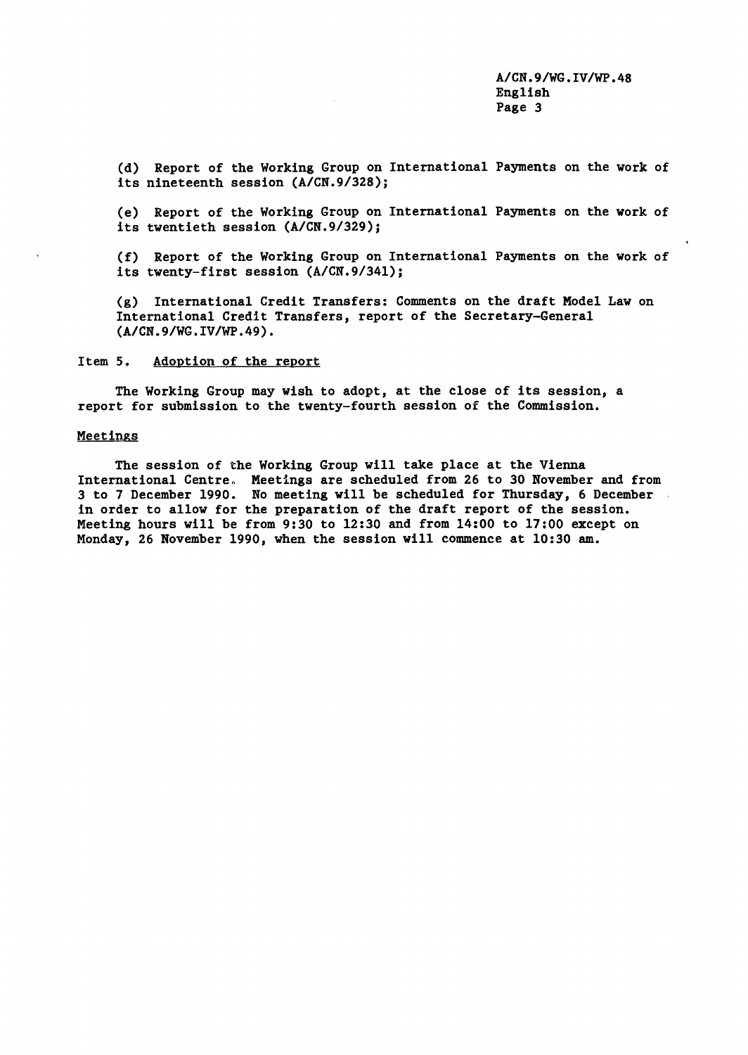(d) Report of the Working Group on International Payments on the work of its nineteenth session (A/CN.9/328);

(e) Report of the Working Group on International Payments on the work of its twentieth session (A/CN.9/329);

(f) Report of the Working Group on International Payments on the work of its twenty-first session (A/CN.9/341);

(g) International Credit Transfers: Comments on the draft Model Law on International Credit Transfers, report of the Secretary-General (A/CN.9/WG.IV/WP.49).

Item 5. Adoption of the report

The Working Group may wish to adopt, at the close of its session, a report for submission to the twenty-fourth session of the Commission.

Meetings

The session of the Working Group will take place at the Vienna International Centre. Meetings are scheduled from 26 to 30 November and from 3 to 7 December 1990. No meeting will be scheduled for Thursday, 6 December in order to allow for the preparation of the draft report of the session. Meeting hours will be from 9:30 to 12:30 and from 14:00 to 17:00 except on Monday, 26 November 1990, when the session will commence at 10:30 am.